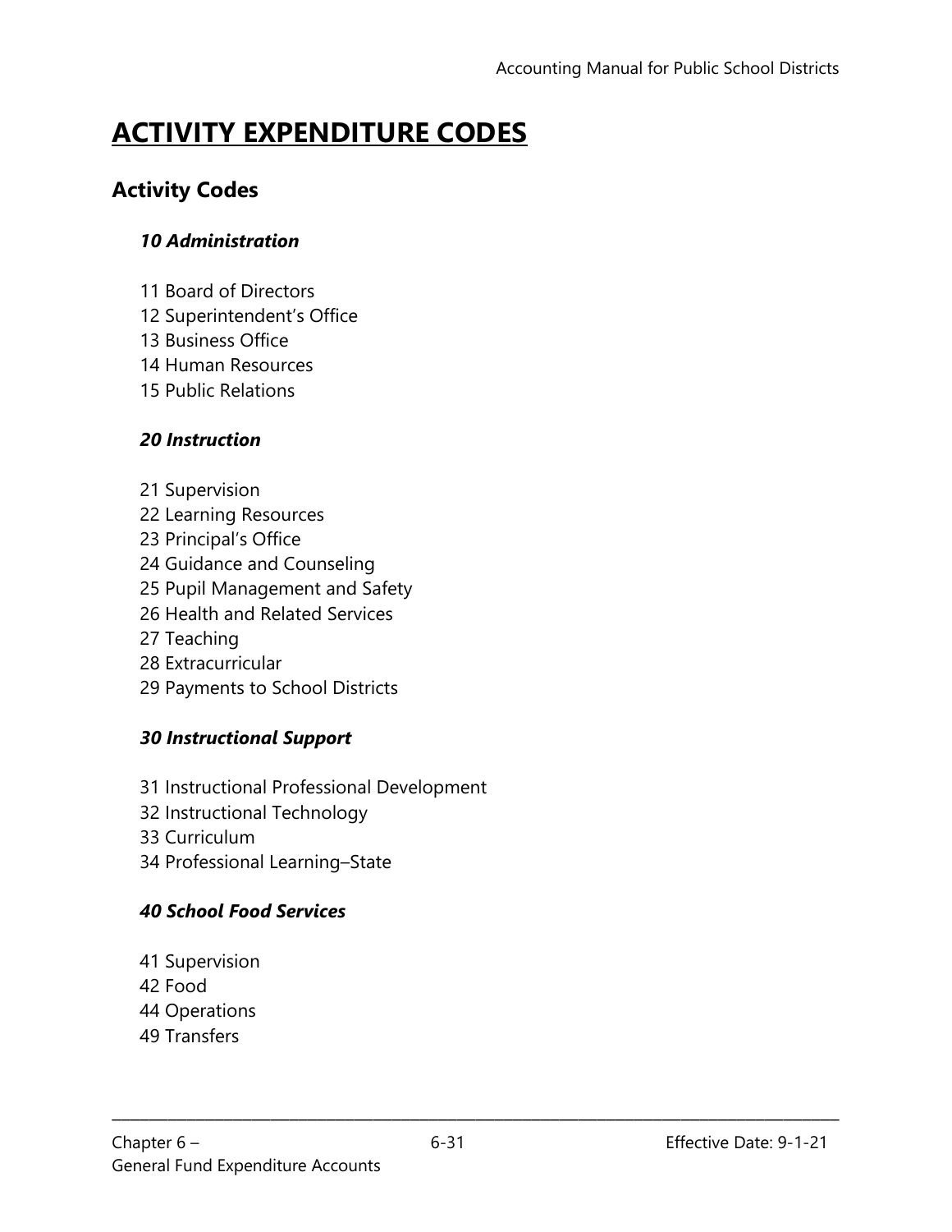# ACTIVITY EXPENDITURE CODES

## Activity Codes

### *10 Administration*

11 Board of Directors
12 Superintendent's Office
13 Business Office
14 Human Resources
15 Public Relations

### *20 Instruction*

21 Supervision
22 Learning Resources
23 Principal's Office
24 Guidance and Counseling
25 Pupil Management and Safety
26 Health and Related Services
27 Teaching
28 Extracurricular
29 Payments to School Districts

### *30 Instructional Support*

31 Instructional Professional Development
32 Instructional Technology
33 Curriculum
34 Professional Learning–State

### *40 School Food Services*

41 Supervision
42 Food
44 Operations
49 Transfers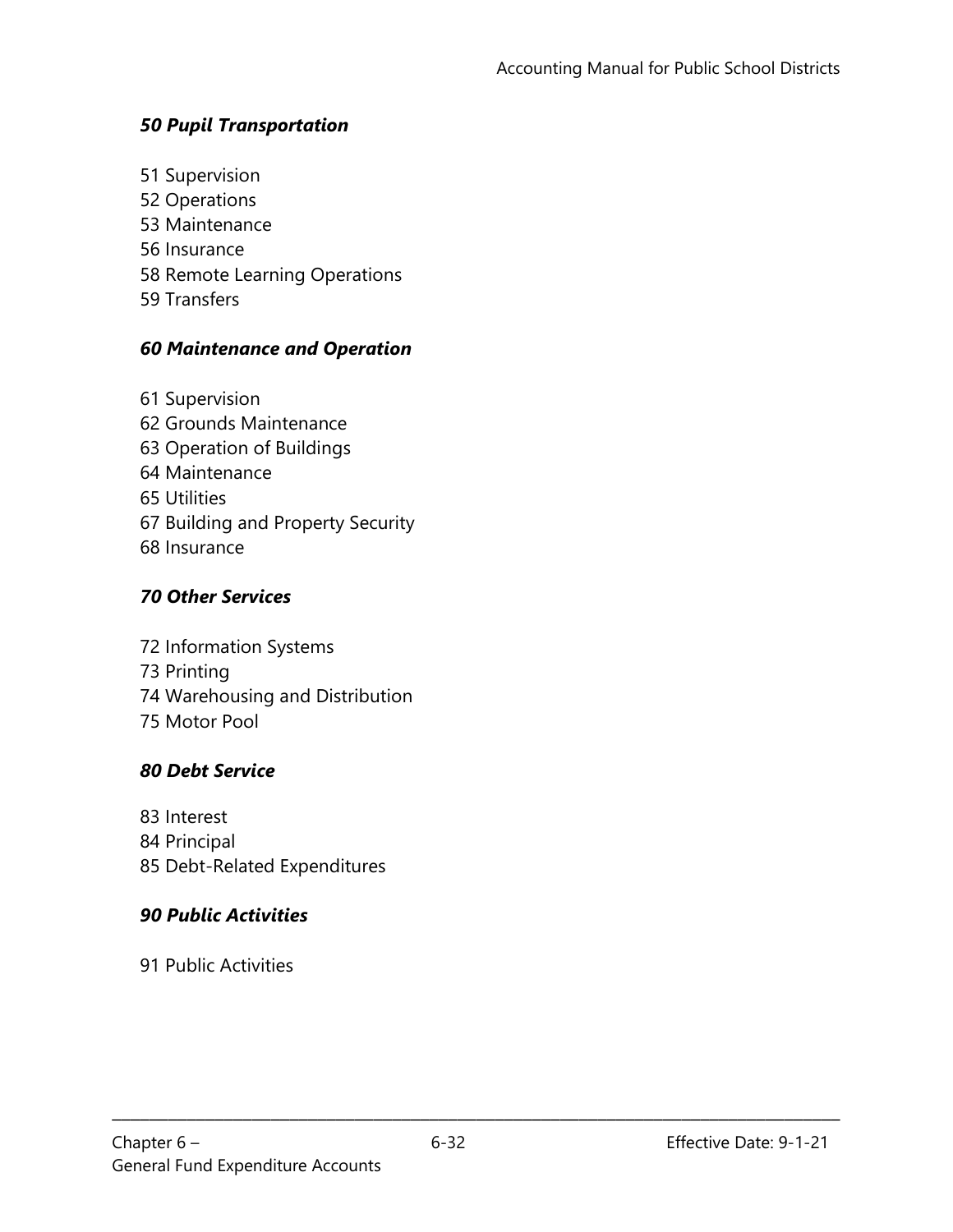### *50 Pupil Transportation*

51 Supervision
52 Operations
53 Maintenance
56 Insurance
58 Remote Learning Operations
59 Transfers

### *60 Maintenance and Operation*

61 Supervision
62 Grounds Maintenance
63 Operation of Buildings
64 Maintenance
65 Utilities
67 Building and Property Security
68 Insurance

### *70 Other Services*

72 Information Systems
73 Printing
74 Warehousing and Distribution
75 Motor Pool

### *80 Debt Service*

83 Interest
84 Principal
85 Debt-Related Expenditures

### *90 Public Activities*

91 Public Activities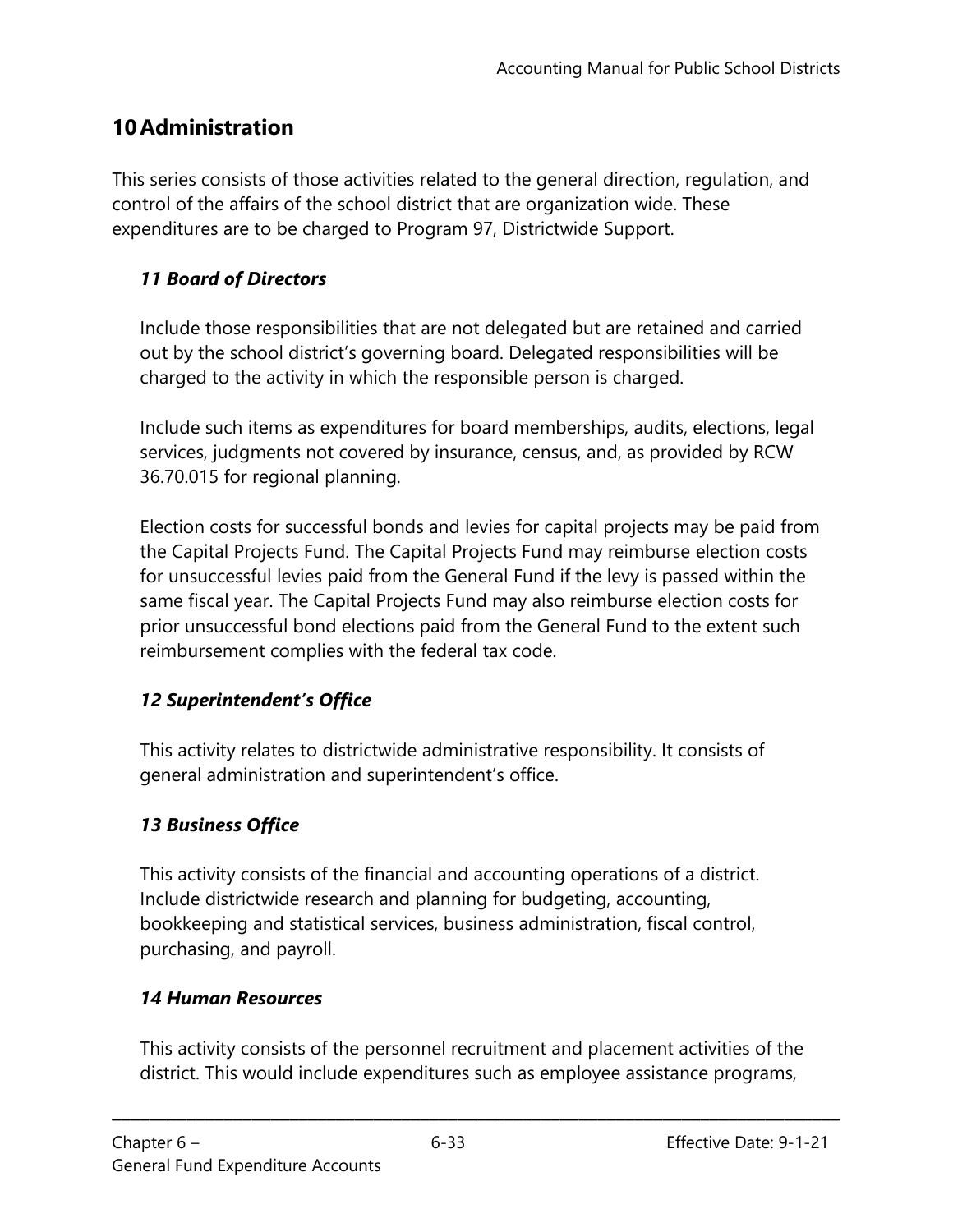## 10 Administration

This series consists of those activities related to the general direction, regulation, and control of the affairs of the school district that are organization wide. These expenditures are to be charged to Program 97, Districtwide Support.

### *11 Board of Directors*

Include those responsibilities that are not delegated but are retained and carried out by the school district's governing board. Delegated responsibilities will be charged to the activity in which the responsible person is charged.

Include such items as expenditures for board memberships, audits, elections, legal services, judgments not covered by insurance, census, and, as provided by RCW 36.70.015 for regional planning.

Election costs for successful bonds and levies for capital projects may be paid from the Capital Projects Fund. The Capital Projects Fund may reimburse election costs for unsuccessful levies paid from the General Fund if the levy is passed within the same fiscal year. The Capital Projects Fund may also reimburse election costs for prior unsuccessful bond elections paid from the General Fund to the extent such reimbursement complies with the federal tax code.

### *12 Superintendent's Office*

This activity relates to districtwide administrative responsibility. It consists of general administration and superintendent's office.

### *13 Business Office*

This activity consists of the financial and accounting operations of a district. Include districtwide research and planning for budgeting, accounting, bookkeeping and statistical services, business administration, fiscal control, purchasing, and payroll.

### *14 Human Resources*

This activity consists of the personnel recruitment and placement activities of the district. This would include expenditures such as employee assistance programs,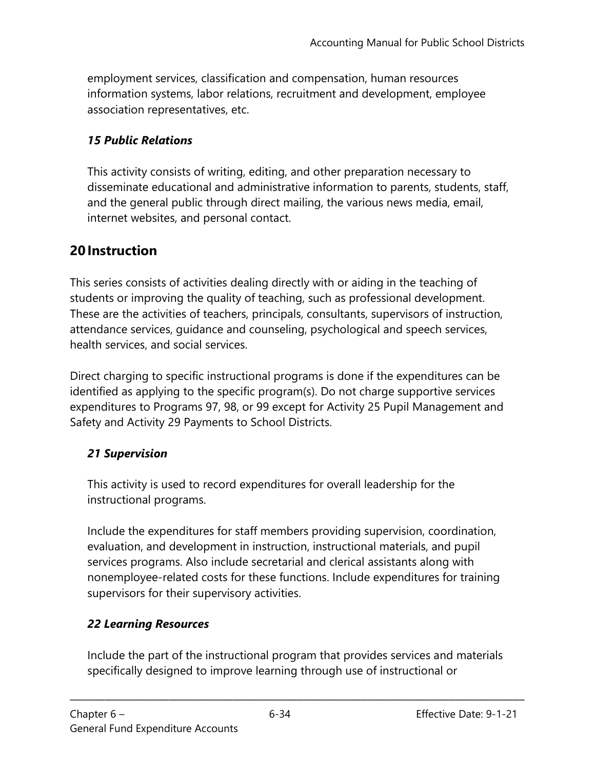employment services, classification and compensation, human resources information systems, labor relations, recruitment and development, employee association representatives, etc.

### *15 Public Relations*

This activity consists of writing, editing, and other preparation necessary to disseminate educational and administrative information to parents, students, staff, and the general public through direct mailing, the various news media, email, internet websites, and personal contact.

## 20 Instruction

This series consists of activities dealing directly with or aiding in the teaching of students or improving the quality of teaching, such as professional development. These are the activities of teachers, principals, consultants, supervisors of instruction, attendance services, guidance and counseling, psychological and speech services, health services, and social services.

Direct charging to specific instructional programs is done if the expenditures can be identified as applying to the specific program(s). Do not charge supportive services expenditures to Programs 97, 98, or 99 except for Activity 25 Pupil Management and Safety and Activity 29 Payments to School Districts.

### *21 Supervision*

This activity is used to record expenditures for overall leadership for the instructional programs.

Include the expenditures for staff members providing supervision, coordination, evaluation, and development in instruction, instructional materials, and pupil services programs. Also include secretarial and clerical assistants along with nonemployee-related costs for these functions. Include expenditures for training supervisors for their supervisory activities.

### *22 Learning Resources*

Include the part of the instructional program that provides services and materials specifically designed to improve learning through use of instructional or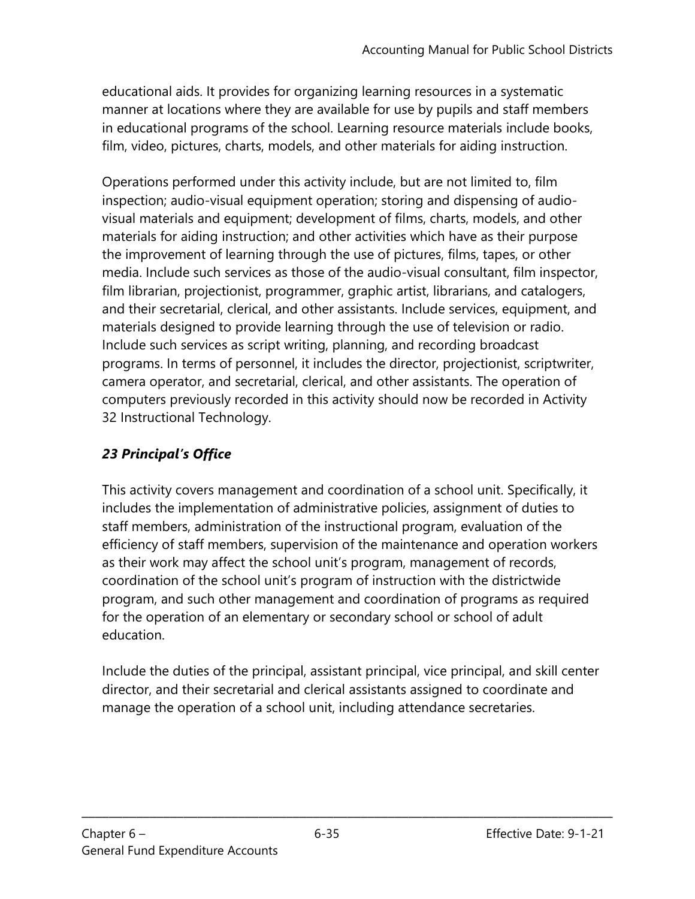educational aids. It provides for organizing learning resources in a systematic manner at locations where they are available for use by pupils and staff members in educational programs of the school. Learning resource materials include books, film, video, pictures, charts, models, and other materials for aiding instruction.

Operations performed under this activity include, but are not limited to, film inspection; audio-visual equipment operation; storing and dispensing of audio-visual materials and equipment; development of films, charts, models, and other materials for aiding instruction; and other activities which have as their purpose the improvement of learning through the use of pictures, films, tapes, or other media. Include such services as those of the audio-visual consultant, film inspector, film librarian, projectionist, programmer, graphic artist, librarians, and catalogers, and their secretarial, clerical, and other assistants. Include services, equipment, and materials designed to provide learning through the use of television or radio. Include such services as script writing, planning, and recording broadcast programs. In terms of personnel, it includes the director, projectionist, scriptwriter, camera operator, and secretarial, clerical, and other assistants. The operation of computers previously recorded in this activity should now be recorded in Activity 32 Instructional Technology.

### *23 Principal's Office*

This activity covers management and coordination of a school unit. Specifically, it includes the implementation of administrative policies, assignment of duties to staff members, administration of the instructional program, evaluation of the efficiency of staff members, supervision of the maintenance and operation workers as their work may affect the school unit's program, management of records, coordination of the school unit's program of instruction with the districtwide program, and such other management and coordination of programs as required for the operation of an elementary or secondary school or school of adult education.

Include the duties of the principal, assistant principal, vice principal, and skill center director, and their secretarial and clerical assistants assigned to coordinate and manage the operation of a school unit, including attendance secretaries.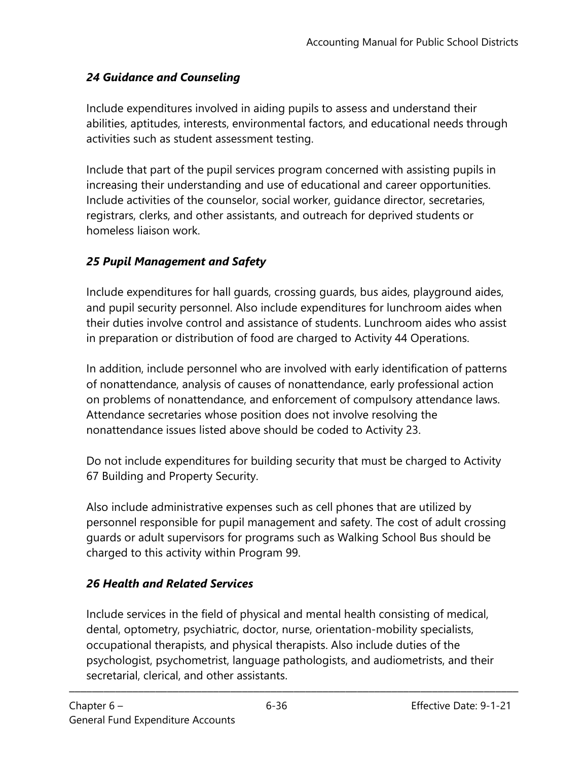### *24 Guidance and Counseling*

Include expenditures involved in aiding pupils to assess and understand their abilities, aptitudes, interests, environmental factors, and educational needs through activities such as student assessment testing.

Include that part of the pupil services program concerned with assisting pupils in increasing their understanding and use of educational and career opportunities. Include activities of the counselor, social worker, guidance director, secretaries, registrars, clerks, and other assistants, and outreach for deprived students or homeless liaison work.

### *25 Pupil Management and Safety*

Include expenditures for hall guards, crossing guards, bus aides, playground aides, and pupil security personnel. Also include expenditures for lunchroom aides when their duties involve control and assistance of students. Lunchroom aides who assist in preparation or distribution of food are charged to Activity 44 Operations.

In addition, include personnel who are involved with early identification of patterns of nonattendance, analysis of causes of nonattendance, early professional action on problems of nonattendance, and enforcement of compulsory attendance laws. Attendance secretaries whose position does not involve resolving the nonattendance issues listed above should be coded to Activity 23.

Do not include expenditures for building security that must be charged to Activity 67 Building and Property Security.

Also include administrative expenses such as cell phones that are utilized by personnel responsible for pupil management and safety. The cost of adult crossing guards or adult supervisors for programs such as Walking School Bus should be charged to this activity within Program 99.

### *26 Health and Related Services*

Include services in the field of physical and mental health consisting of medical, dental, optometry, psychiatric, doctor, nurse, orientation-mobility specialists, occupational therapists, and physical therapists. Also include duties of the psychologist, psychometrist, language pathologists, and audiometrists, and their secretarial, clerical, and other assistants.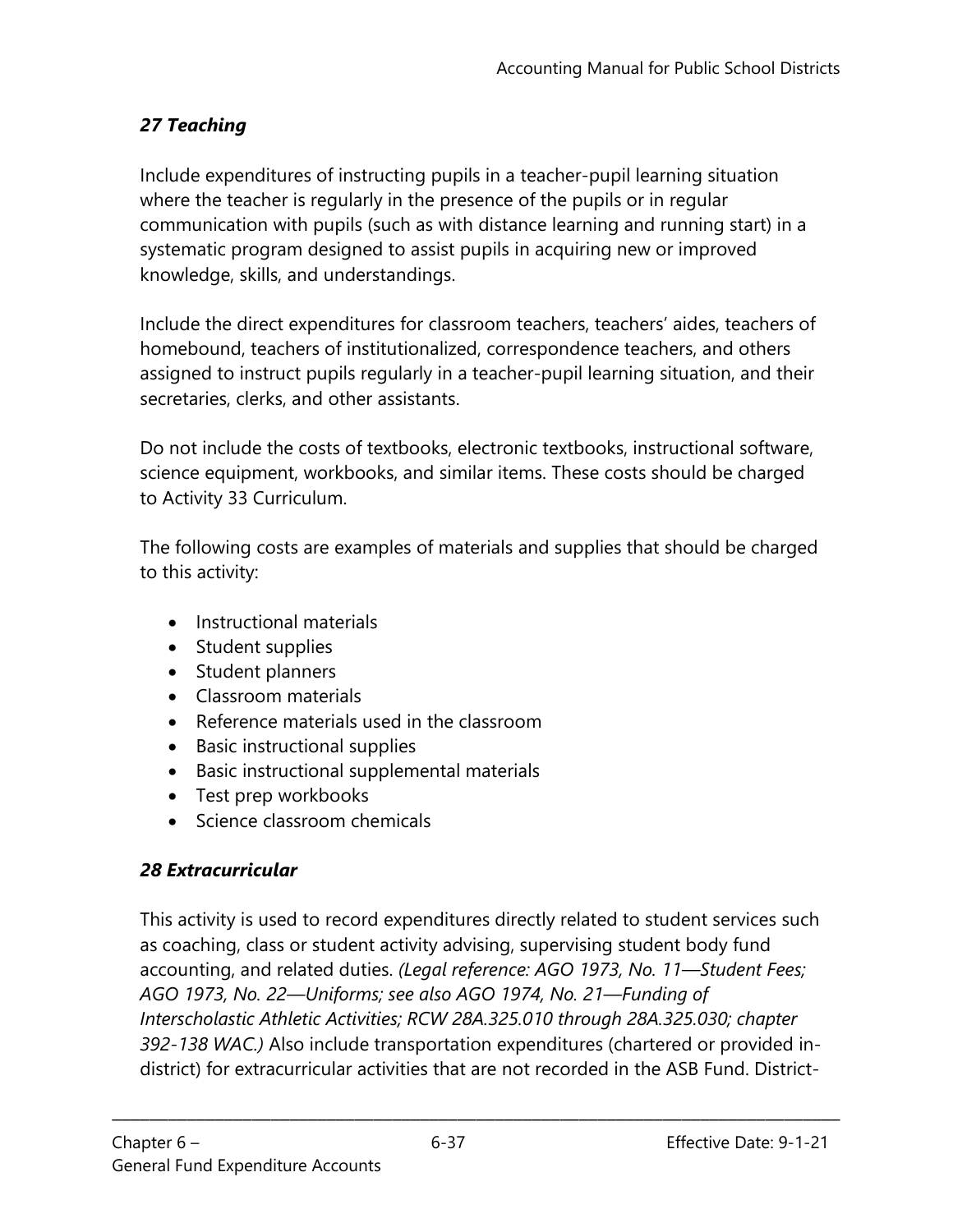### *27 Teaching*

Include expenditures of instructing pupils in a teacher-pupil learning situation where the teacher is regularly in the presence of the pupils or in regular communication with pupils (such as with distance learning and running start) in a systematic program designed to assist pupils in acquiring new or improved knowledge, skills, and understandings.

Include the direct expenditures for classroom teachers, teachers' aides, teachers of homebound, teachers of institutionalized, correspondence teachers, and others assigned to instruct pupils regularly in a teacher-pupil learning situation, and their secretaries, clerks, and other assistants.

Do not include the costs of textbooks, electronic textbooks, instructional software, science equipment, workbooks, and similar items. These costs should be charged to Activity 33 Curriculum.

The following costs are examples of materials and supplies that should be charged to this activity:

- Instructional materials
- Student supplies
- Student planners
- Classroom materials
- Reference materials used in the classroom
- Basic instructional supplies
- Basic instructional supplemental materials
- Test prep workbooks
- Science classroom chemicals

### *28 Extracurricular*

This activity is used to record expenditures directly related to student services such as coaching, class or student activity advising, supervising student body fund accounting, and related duties. *(Legal reference: AGO 1973, No. 11—Student Fees; AGO 1973, No. 22—Uniforms; see also AGO 1974, No. 21—Funding of Interscholastic Athletic Activities; RCW 28A.325.010 through 28A.325.030; chapter 392-138 WAC.)* Also include transportation expenditures (chartered or provided in-district) for extracurricular activities that are not recorded in the ASB Fund. District-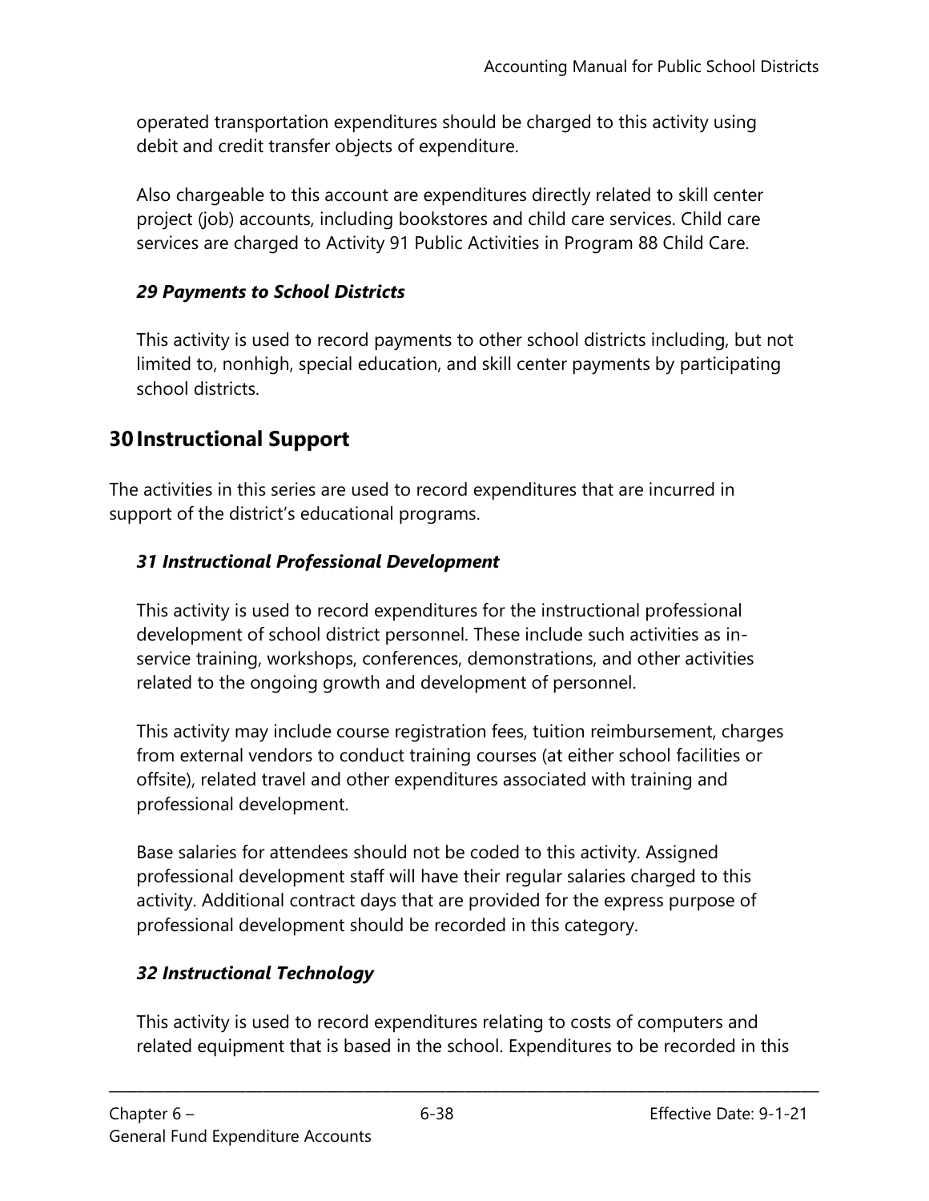operated transportation expenditures should be charged to this activity using debit and credit transfer objects of expenditure.

Also chargeable to this account are expenditures directly related to skill center project (job) accounts, including bookstores and child care services. Child care services are charged to Activity 91 Public Activities in Program 88 Child Care.

### *29 Payments to School Districts*

This activity is used to record payments to other school districts including, but not limited to, nonhigh, special education, and skill center payments by participating school districts.

## 30 Instructional Support

The activities in this series are used to record expenditures that are incurred in support of the district's educational programs.

### *31 Instructional Professional Development*

This activity is used to record expenditures for the instructional professional development of school district personnel. These include such activities as in-service training, workshops, conferences, demonstrations, and other activities related to the ongoing growth and development of personnel.

This activity may include course registration fees, tuition reimbursement, charges from external vendors to conduct training courses (at either school facilities or offsite), related travel and other expenditures associated with training and professional development.

Base salaries for attendees should not be coded to this activity. Assigned professional development staff will have their regular salaries charged to this activity. Additional contract days that are provided for the express purpose of professional development should be recorded in this category.

### *32 Instructional Technology*

This activity is used to record expenditures relating to costs of computers and related equipment that is based in the school. Expenditures to be recorded in this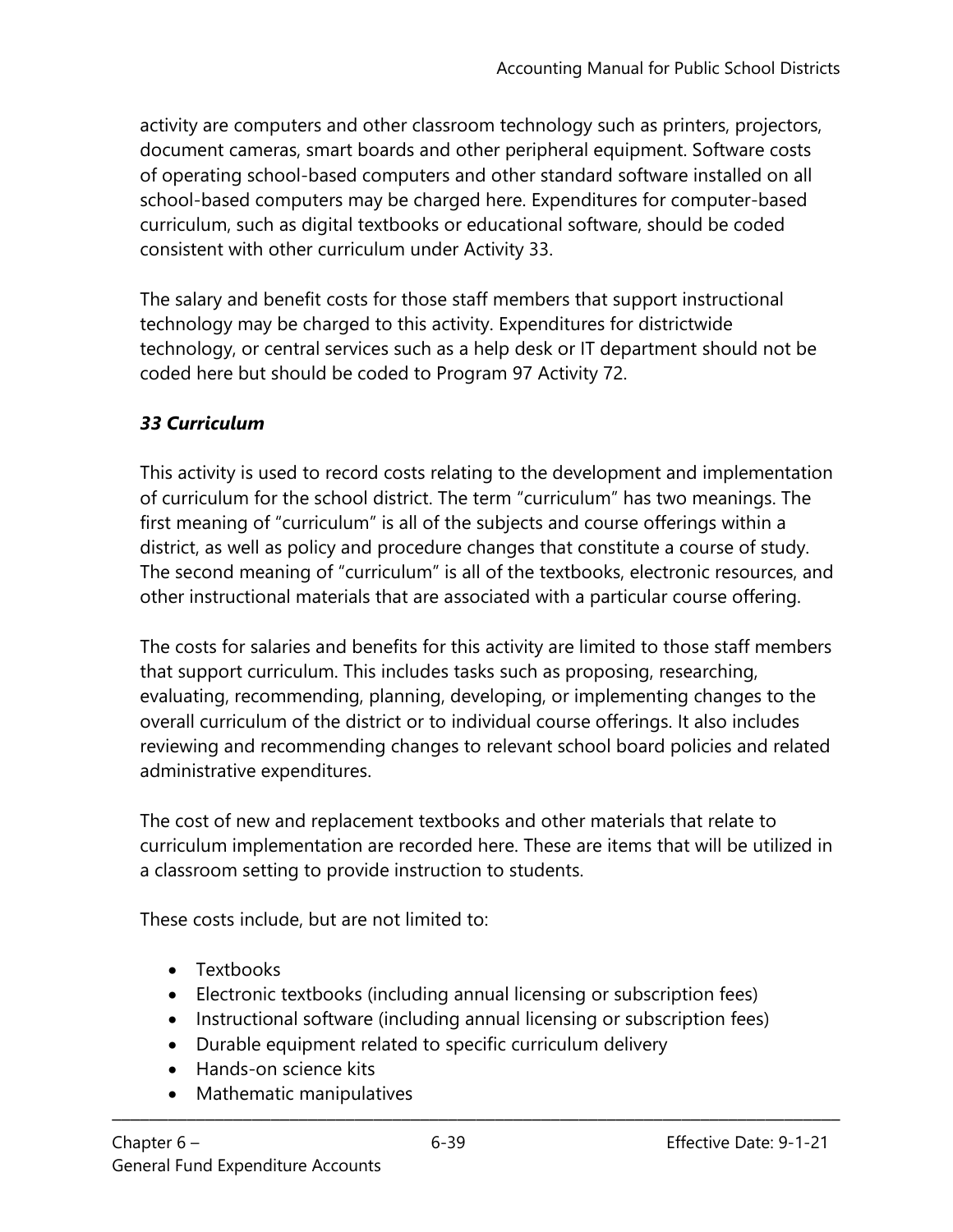activity are computers and other classroom technology such as printers, projectors, document cameras, smart boards and other peripheral equipment. Software costs of operating school-based computers and other standard software installed on all school-based computers may be charged here. Expenditures for computer-based curriculum, such as digital textbooks or educational software, should be coded consistent with other curriculum under Activity 33.

The salary and benefit costs for those staff members that support instructional technology may be charged to this activity. Expenditures for districtwide technology, or central services such as a help desk or IT department should not be coded here but should be coded to Program 97 Activity 72.

### *33 Curriculum*

This activity is used to record costs relating to the development and implementation of curriculum for the school district. The term "curriculum" has two meanings. The first meaning of "curriculum" is all of the subjects and course offerings within a district, as well as policy and procedure changes that constitute a course of study. The second meaning of "curriculum" is all of the textbooks, electronic resources, and other instructional materials that are associated with a particular course offering.

The costs for salaries and benefits for this activity are limited to those staff members that support curriculum. This includes tasks such as proposing, researching, evaluating, recommending, planning, developing, or implementing changes to the overall curriculum of the district or to individual course offerings. It also includes reviewing and recommending changes to relevant school board policies and related administrative expenditures.

The cost of new and replacement textbooks and other materials that relate to curriculum implementation are recorded here. These are items that will be utilized in a classroom setting to provide instruction to students.

These costs include, but are not limited to:

- Textbooks
- Electronic textbooks (including annual licensing or subscription fees)
- Instructional software (including annual licensing or subscription fees)
- Durable equipment related to specific curriculum delivery
- Hands-on science kits
- Mathematic manipulatives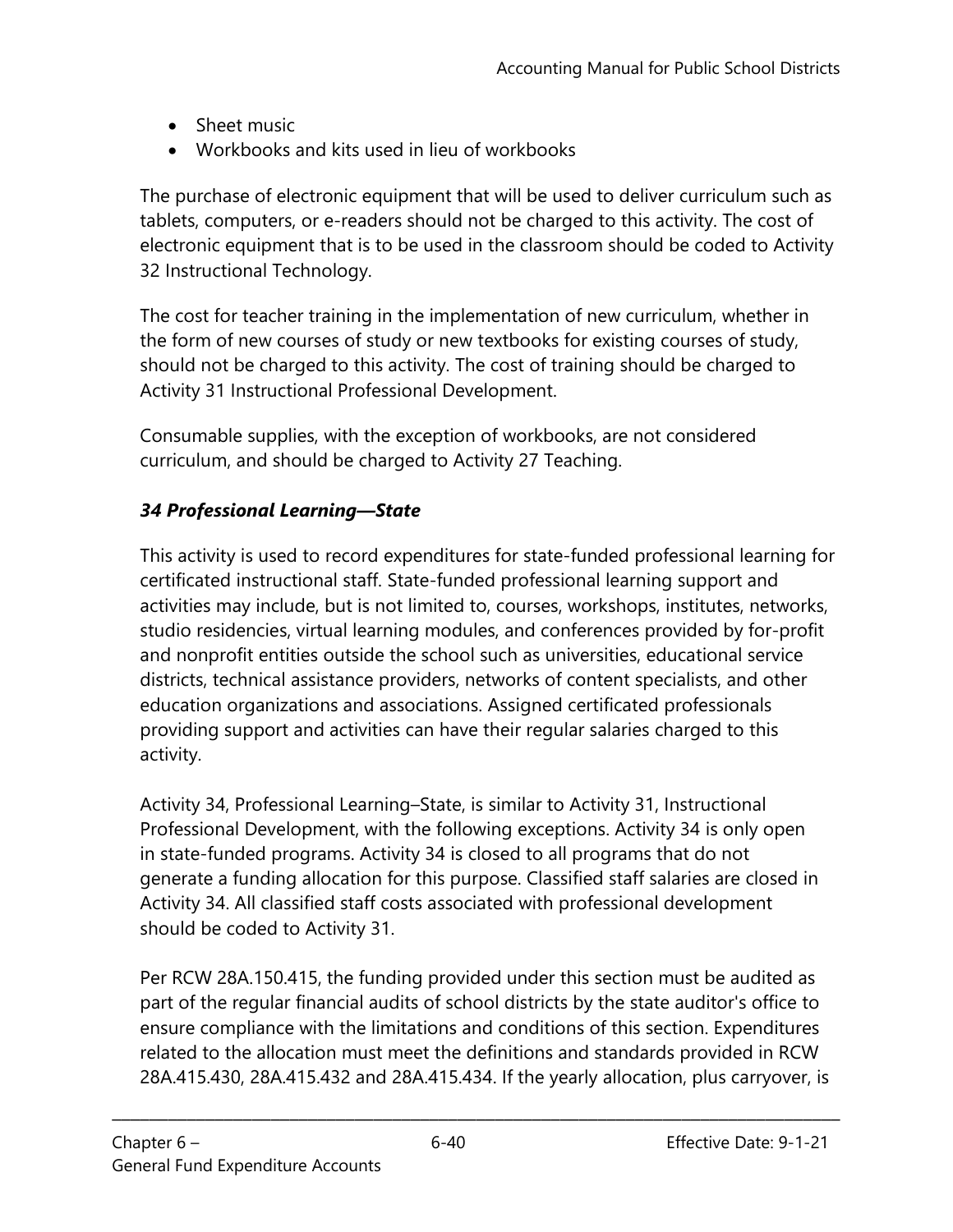- Sheet music
- Workbooks and kits used in lieu of workbooks

The purchase of electronic equipment that will be used to deliver curriculum such as tablets, computers, or e-readers should not be charged to this activity. The cost of electronic equipment that is to be used in the classroom should be coded to Activity 32 Instructional Technology.

The cost for teacher training in the implementation of new curriculum, whether in the form of new courses of study or new textbooks for existing courses of study, should not be charged to this activity. The cost of training should be charged to Activity 31 Instructional Professional Development.

Consumable supplies, with the exception of workbooks, are not considered curriculum, and should be charged to Activity 27 Teaching.

### *34 Professional Learning—State*

This activity is used to record expenditures for state-funded professional learning for certificated instructional staff. State-funded professional learning support and activities may include, but is not limited to, courses, workshops, institutes, networks, studio residencies, virtual learning modules, and conferences provided by for-profit and nonprofit entities outside the school such as universities, educational service districts, technical assistance providers, networks of content specialists, and other education organizations and associations. Assigned certificated professionals providing support and activities can have their regular salaries charged to this activity.

Activity 34, Professional Learning–State, is similar to Activity 31, Instructional Professional Development, with the following exceptions. Activity 34 is only open in state-funded programs. Activity 34 is closed to all programs that do not generate a funding allocation for this purpose. Classified staff salaries are closed in Activity 34. All classified staff costs associated with professional development should be coded to Activity 31.

Per RCW 28A.150.415, the funding provided under this section must be audited as part of the regular financial audits of school districts by the state auditor's office to ensure compliance with the limitations and conditions of this section. Expenditures related to the allocation must meet the definitions and standards provided in RCW 28A.415.430, 28A.415.432 and 28A.415.434. If the yearly allocation, plus carryover, is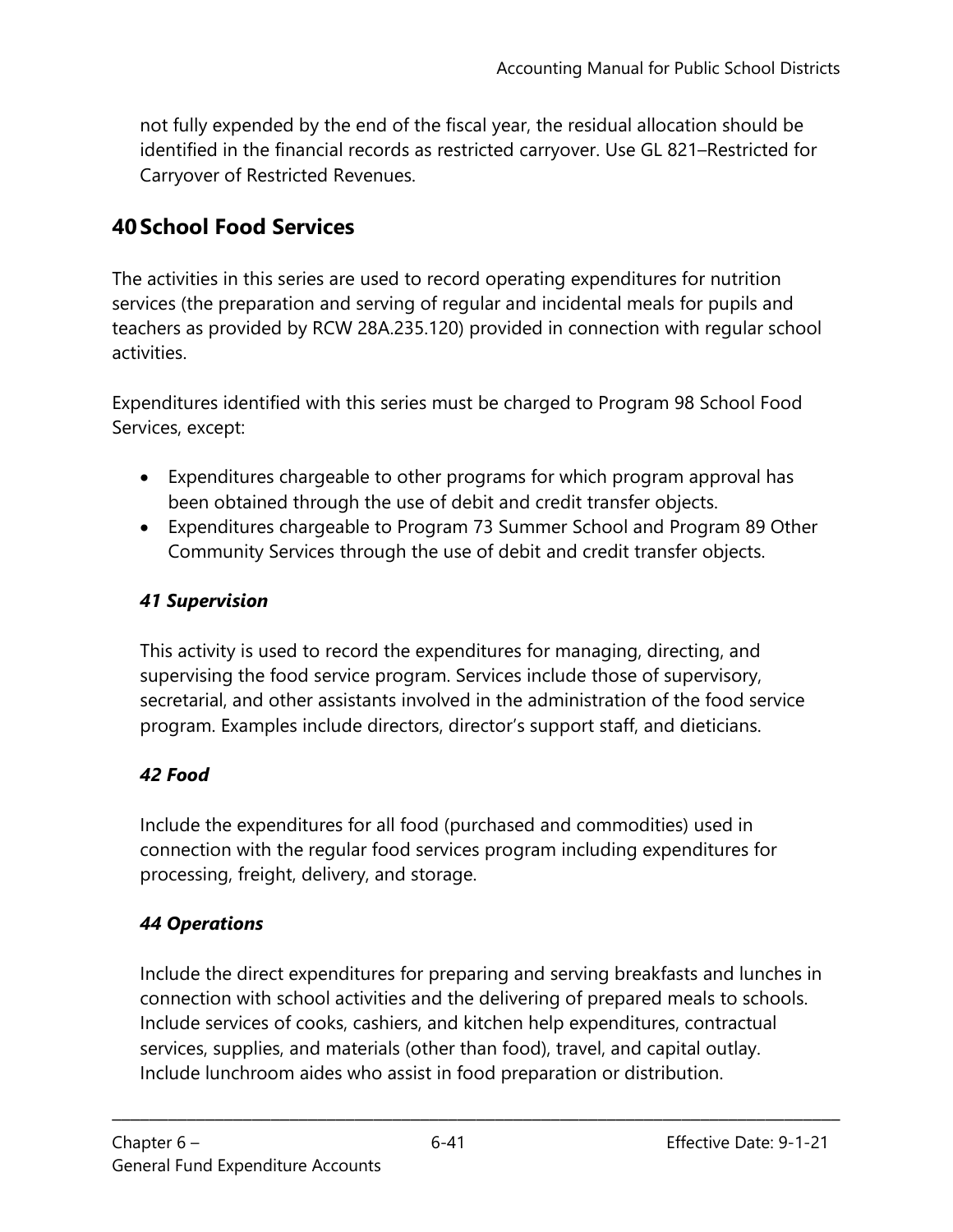not fully expended by the end of the fiscal year, the residual allocation should be identified in the financial records as restricted carryover. Use GL 821–Restricted for Carryover of Restricted Revenues.

## 40 School Food Services

The activities in this series are used to record operating expenditures for nutrition services (the preparation and serving of regular and incidental meals for pupils and teachers as provided by RCW 28A.235.120) provided in connection with regular school activities.

Expenditures identified with this series must be charged to Program 98 School Food Services, except:

- Expenditures chargeable to other programs for which program approval has been obtained through the use of debit and credit transfer objects.
- Expenditures chargeable to Program 73 Summer School and Program 89 Other Community Services through the use of debit and credit transfer objects.

### *41 Supervision*

This activity is used to record the expenditures for managing, directing, and supervising the food service program. Services include those of supervisory, secretarial, and other assistants involved in the administration of the food service program. Examples include directors, director's support staff, and dieticians.

### *42 Food*

Include the expenditures for all food (purchased and commodities) used in connection with the regular food services program including expenditures for processing, freight, delivery, and storage.

### *44 Operations*

Include the direct expenditures for preparing and serving breakfasts and lunches in connection with school activities and the delivering of prepared meals to schools. Include services of cooks, cashiers, and kitchen help expenditures, contractual services, supplies, and materials (other than food), travel, and capital outlay. Include lunchroom aides who assist in food preparation or distribution.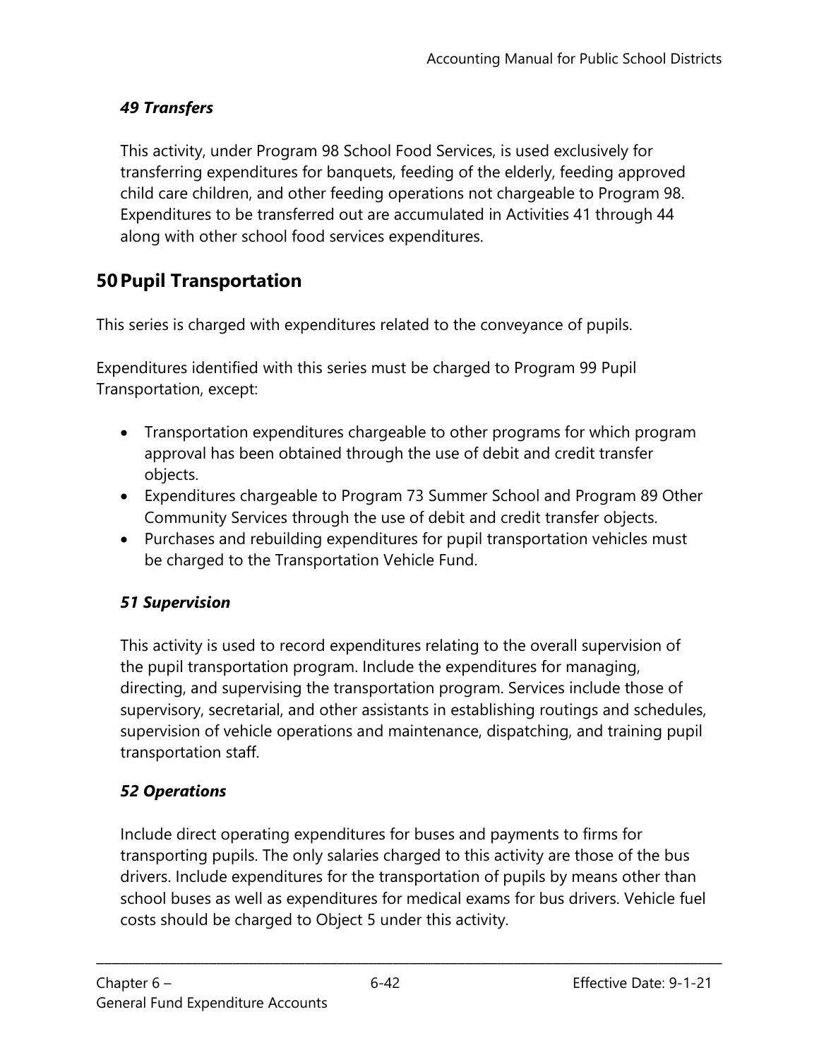### *49 Transfers*

This activity, under Program 98 School Food Services, is used exclusively for transferring expenditures for banquets, feeding of the elderly, feeding approved child care children, and other feeding operations not chargeable to Program 98. Expenditures to be transferred out are accumulated in Activities 41 through 44 along with other school food services expenditures.

## 50 Pupil Transportation

This series is charged with expenditures related to the conveyance of pupils.

Expenditures identified with this series must be charged to Program 99 Pupil Transportation, except:

- Transportation expenditures chargeable to other programs for which program approval has been obtained through the use of debit and credit transfer objects.
- Expenditures chargeable to Program 73 Summer School and Program 89 Other Community Services through the use of debit and credit transfer objects.
- Purchases and rebuilding expenditures for pupil transportation vehicles must be charged to the Transportation Vehicle Fund.

### *51 Supervision*

This activity is used to record expenditures relating to the overall supervision of the pupil transportation program. Include the expenditures for managing, directing, and supervising the transportation program. Services include those of supervisory, secretarial, and other assistants in establishing routings and schedules, supervision of vehicle operations and maintenance, dispatching, and training pupil transportation staff.

### *52 Operations*

Include direct operating expenditures for buses and payments to firms for transporting pupils. The only salaries charged to this activity are those of the bus drivers. Include expenditures for the transportation of pupils by means other than school buses as well as expenditures for medical exams for bus drivers. Vehicle fuel costs should be charged to Object 5 under this activity.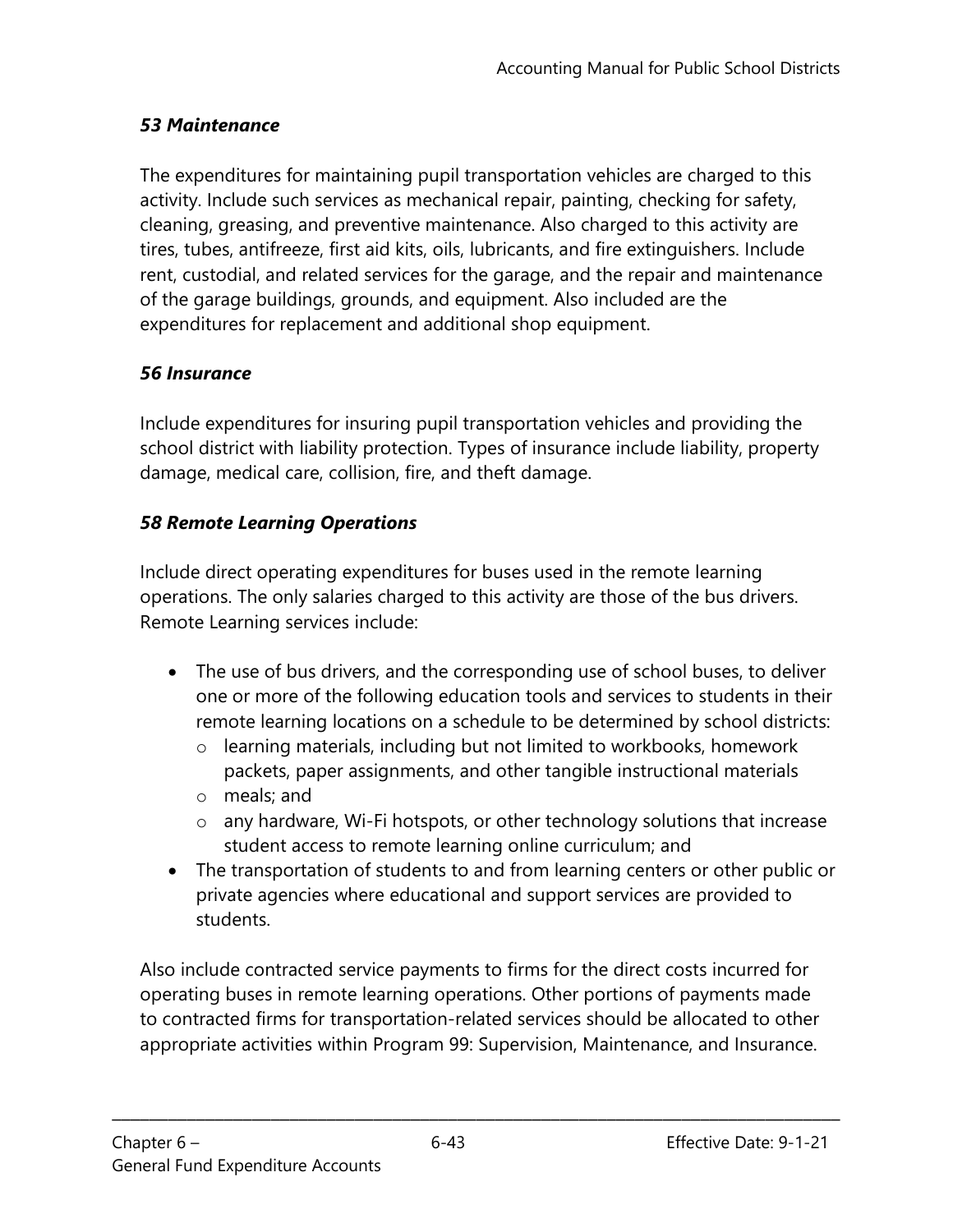### *53 Maintenance*

The expenditures for maintaining pupil transportation vehicles are charged to this activity. Include such services as mechanical repair, painting, checking for safety, cleaning, greasing, and preventive maintenance. Also charged to this activity are tires, tubes, antifreeze, first aid kits, oils, lubricants, and fire extinguishers. Include rent, custodial, and related services for the garage, and the repair and maintenance of the garage buildings, grounds, and equipment. Also included are the expenditures for replacement and additional shop equipment.

### *56 Insurance*

Include expenditures for insuring pupil transportation vehicles and providing the school district with liability protection. Types of insurance include liability, property damage, medical care, collision, fire, and theft damage.

### *58 Remote Learning Operations*

Include direct operating expenditures for buses used in the remote learning operations. The only salaries charged to this activity are those of the bus drivers. Remote Learning services include:

- The use of bus drivers, and the corresponding use of school buses, to deliver one or more of the following education tools and services to students in their remote learning locations on a schedule to be determined by school districts:
  - learning materials, including but not limited to workbooks, homework packets, paper assignments, and other tangible instructional materials
  - meals; and
  - any hardware, Wi-Fi hotspots, or other technology solutions that increase student access to remote learning online curriculum; and
- The transportation of students to and from learning centers or other public or private agencies where educational and support services are provided to students.

Also include contracted service payments to firms for the direct costs incurred for operating buses in remote learning operations. Other portions of payments made to contracted firms for transportation-related services should be allocated to other appropriate activities within Program 99: Supervision, Maintenance, and Insurance.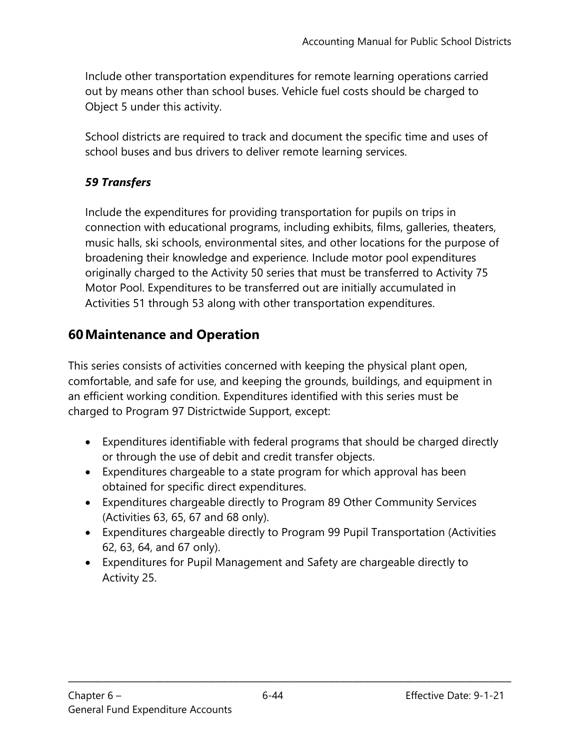Include other transportation expenditures for remote learning operations carried out by means other than school buses. Vehicle fuel costs should be charged to Object 5 under this activity.

School districts are required to track and document the specific time and uses of school buses and bus drivers to deliver remote learning services.

### *59 Transfers*

Include the expenditures for providing transportation for pupils on trips in connection with educational programs, including exhibits, films, galleries, theaters, music halls, ski schools, environmental sites, and other locations for the purpose of broadening their knowledge and experience. Include motor pool expenditures originally charged to the Activity 50 series that must be transferred to Activity 75 Motor Pool. Expenditures to be transferred out are initially accumulated in Activities 51 through 53 along with other transportation expenditures.

## 60 Maintenance and Operation

This series consists of activities concerned with keeping the physical plant open, comfortable, and safe for use, and keeping the grounds, buildings, and equipment in an efficient working condition. Expenditures identified with this series must be charged to Program 97 Districtwide Support, except:

- Expenditures identifiable with federal programs that should be charged directly or through the use of debit and credit transfer objects.
- Expenditures chargeable to a state program for which approval has been obtained for specific direct expenditures.
- Expenditures chargeable directly to Program 89 Other Community Services (Activities 63, 65, 67 and 68 only).
- Expenditures chargeable directly to Program 99 Pupil Transportation (Activities 62, 63, 64, and 67 only).
- Expenditures for Pupil Management and Safety are chargeable directly to Activity 25.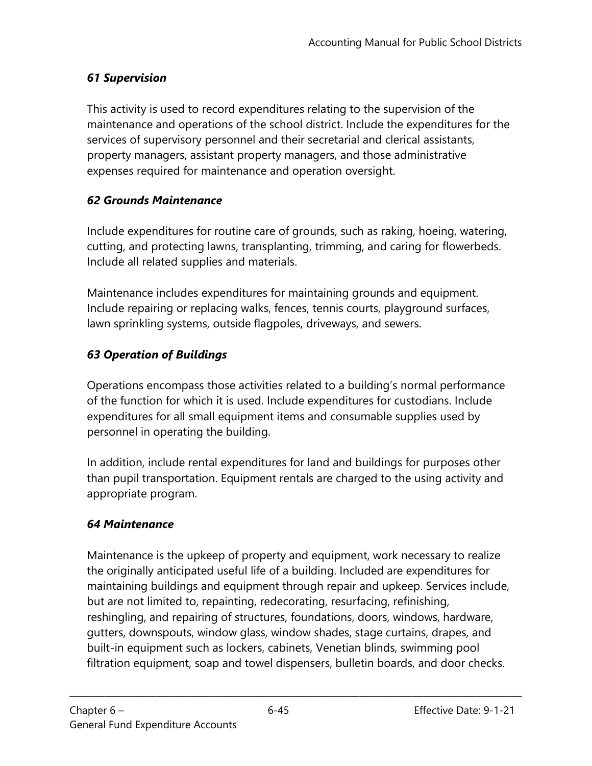### *61 Supervision*

This activity is used to record expenditures relating to the supervision of the maintenance and operations of the school district. Include the expenditures for the services of supervisory personnel and their secretarial and clerical assistants, property managers, assistant property managers, and those administrative expenses required for maintenance and operation oversight.

### *62 Grounds Maintenance*

Include expenditures for routine care of grounds, such as raking, hoeing, watering, cutting, and protecting lawns, transplanting, trimming, and caring for flowerbeds. Include all related supplies and materials.

Maintenance includes expenditures for maintaining grounds and equipment. Include repairing or replacing walks, fences, tennis courts, playground surfaces, lawn sprinkling systems, outside flagpoles, driveways, and sewers.

### *63 Operation of Buildings*

Operations encompass those activities related to a building's normal performance of the function for which it is used. Include expenditures for custodians. Include expenditures for all small equipment items and consumable supplies used by personnel in operating the building.

In addition, include rental expenditures for land and buildings for purposes other than pupil transportation. Equipment rentals are charged to the using activity and appropriate program.

### *64 Maintenance*

Maintenance is the upkeep of property and equipment, work necessary to realize the originally anticipated useful life of a building. Included are expenditures for maintaining buildings and equipment through repair and upkeep. Services include, but are not limited to, repainting, redecorating, resurfacing, refinishing, reshingling, and repairing of structures, foundations, doors, windows, hardware, gutters, downspouts, window glass, window shades, stage curtains, drapes, and built-in equipment such as lockers, cabinets, Venetian blinds, swimming pool filtration equipment, soap and towel dispensers, bulletin boards, and door checks.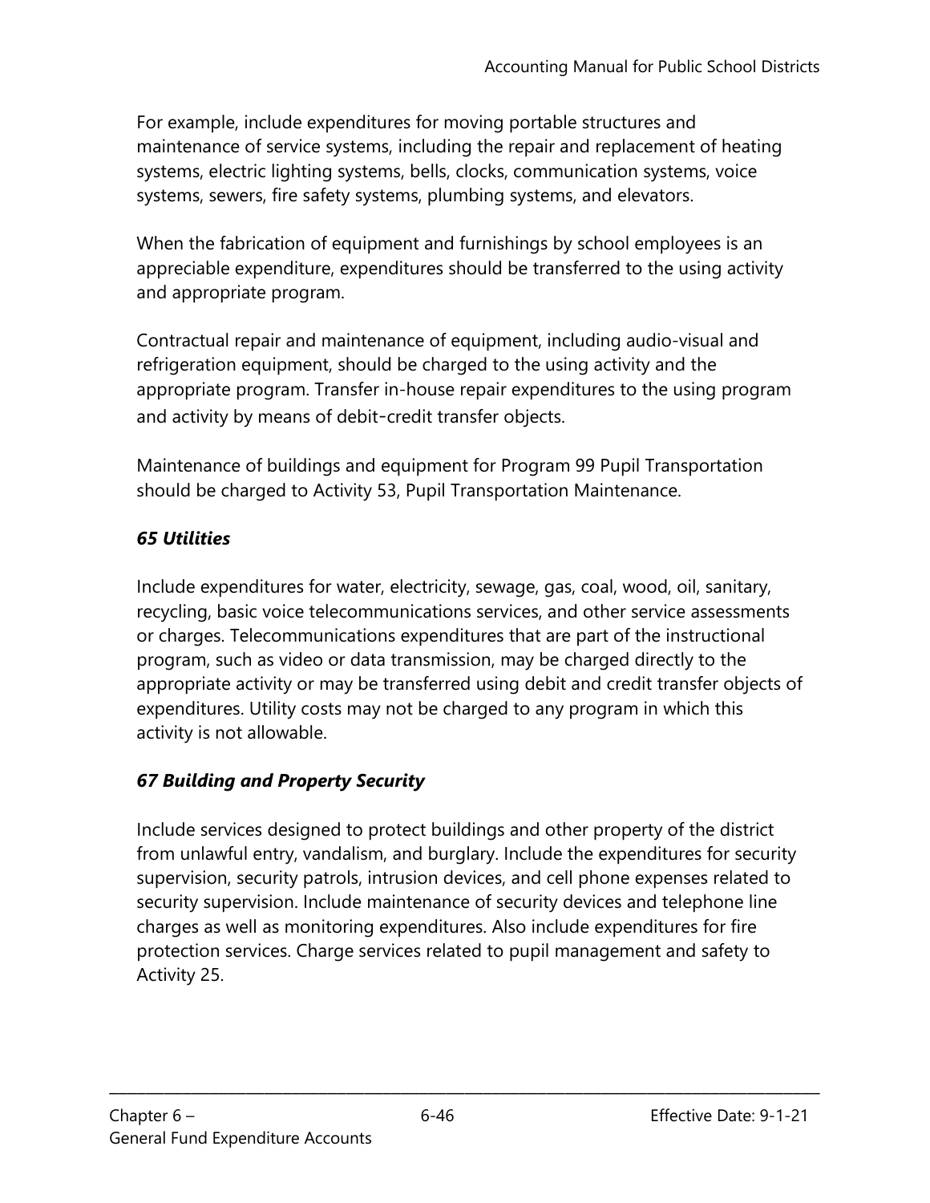For example, include expenditures for moving portable structures and maintenance of service systems, including the repair and replacement of heating systems, electric lighting systems, bells, clocks, communication systems, voice systems, sewers, fire safety systems, plumbing systems, and elevators.

When the fabrication of equipment and furnishings by school employees is an appreciable expenditure, expenditures should be transferred to the using activity and appropriate program.

Contractual repair and maintenance of equipment, including audio-visual and refrigeration equipment, should be charged to the using activity and the appropriate program. Transfer in-house repair expenditures to the using program and activity by means of debit-credit transfer objects.

Maintenance of buildings and equipment for Program 99 Pupil Transportation should be charged to Activity 53, Pupil Transportation Maintenance.

### *65 Utilities*

Include expenditures for water, electricity, sewage, gas, coal, wood, oil, sanitary, recycling, basic voice telecommunications services, and other service assessments or charges. Telecommunications expenditures that are part of the instructional program, such as video or data transmission, may be charged directly to the appropriate activity or may be transferred using debit and credit transfer objects of expenditures. Utility costs may not be charged to any program in which this activity is not allowable.

### *67 Building and Property Security*

Include services designed to protect buildings and other property of the district from unlawful entry, vandalism, and burglary. Include the expenditures for security supervision, security patrols, intrusion devices, and cell phone expenses related to security supervision. Include maintenance of security devices and telephone line charges as well as monitoring expenditures. Also include expenditures for fire protection services. Charge services related to pupil management and safety to Activity 25.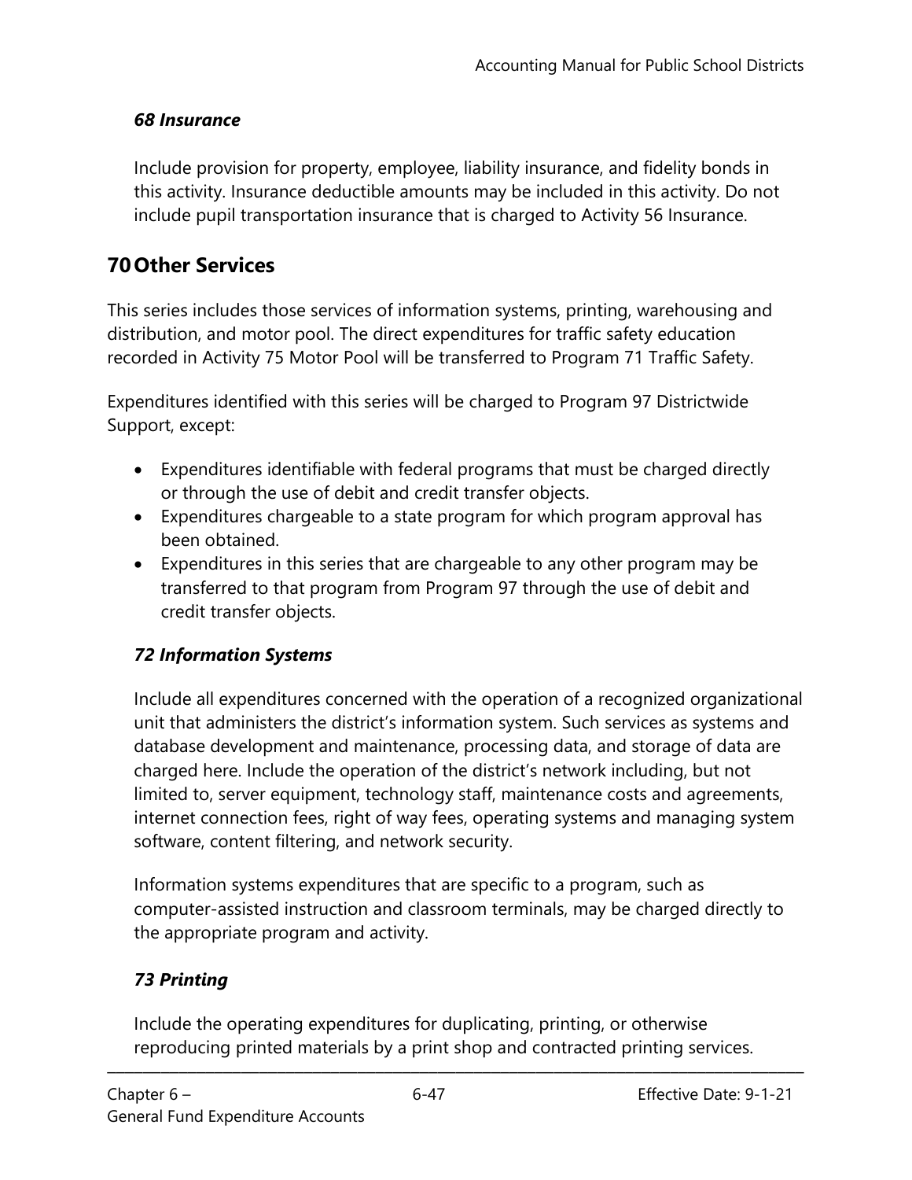### *68 Insurance*

Include provision for property, employee, liability insurance, and fidelity bonds in this activity. Insurance deductible amounts may be included in this activity. Do not include pupil transportation insurance that is charged to Activity 56 Insurance.

## 70 Other Services

This series includes those services of information systems, printing, warehousing and distribution, and motor pool. The direct expenditures for traffic safety education recorded in Activity 75 Motor Pool will be transferred to Program 71 Traffic Safety.

Expenditures identified with this series will be charged to Program 97 Districtwide Support, except:

- Expenditures identifiable with federal programs that must be charged directly or through the use of debit and credit transfer objects.
- Expenditures chargeable to a state program for which program approval has been obtained.
- Expenditures in this series that are chargeable to any other program may be transferred to that program from Program 97 through the use of debit and credit transfer objects.

### *72 Information Systems*

Include all expenditures concerned with the operation of a recognized organizational unit that administers the district's information system. Such services as systems and database development and maintenance, processing data, and storage of data are charged here. Include the operation of the district's network including, but not limited to, server equipment, technology staff, maintenance costs and agreements, internet connection fees, right of way fees, operating systems and managing system software, content filtering, and network security.

Information systems expenditures that are specific to a program, such as computer-assisted instruction and classroom terminals, may be charged directly to the appropriate program and activity.

### *73 Printing*

Include the operating expenditures for duplicating, printing, or otherwise reproducing printed materials by a print shop and contracted printing services.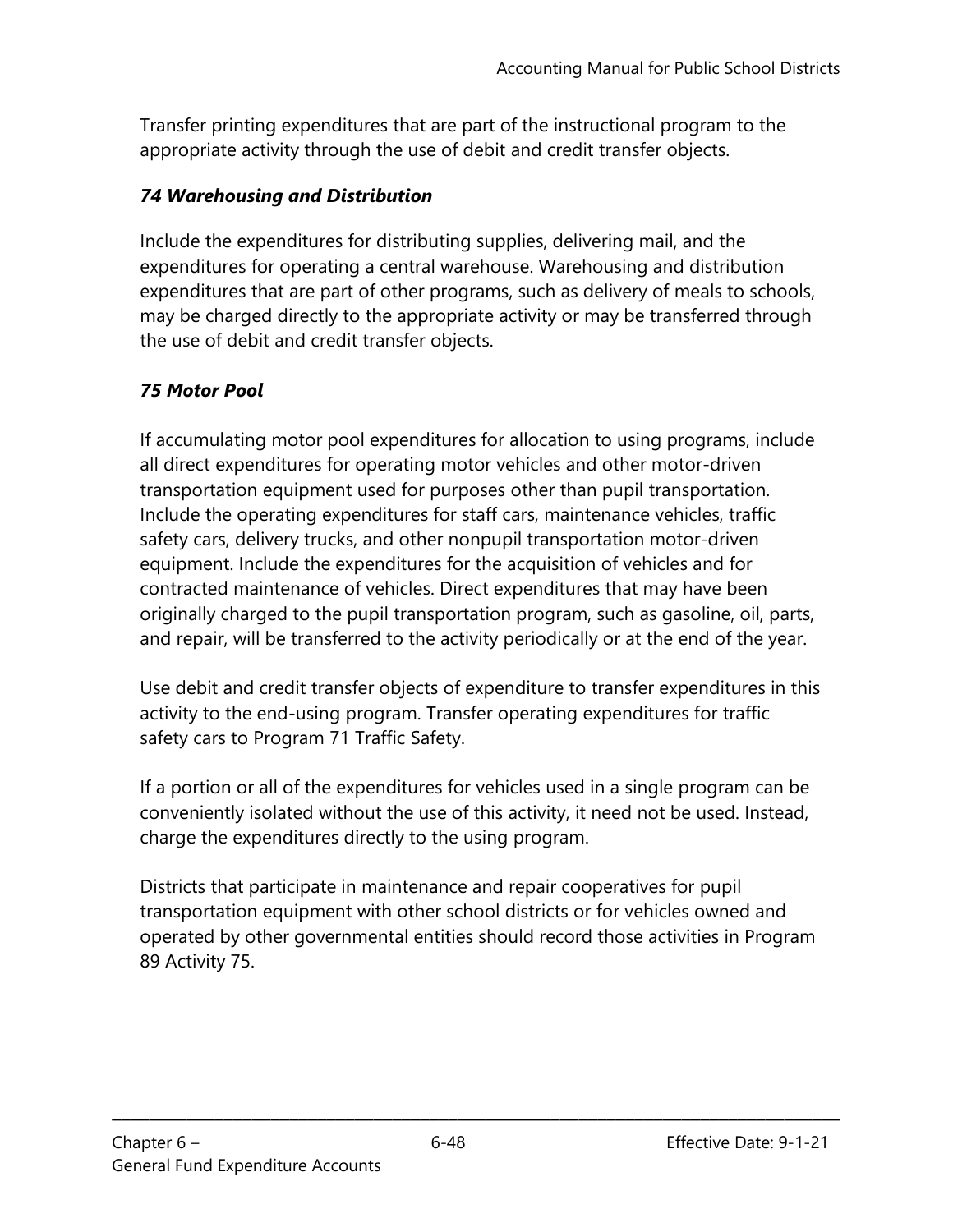Transfer printing expenditures that are part of the instructional program to the appropriate activity through the use of debit and credit transfer objects.

### *74 Warehousing and Distribution*

Include the expenditures for distributing supplies, delivering mail, and the expenditures for operating a central warehouse. Warehousing and distribution expenditures that are part of other programs, such as delivery of meals to schools, may be charged directly to the appropriate activity or may be transferred through the use of debit and credit transfer objects.

### *75 Motor Pool*

If accumulating motor pool expenditures for allocation to using programs, include all direct expenditures for operating motor vehicles and other motor-driven transportation equipment used for purposes other than pupil transportation. Include the operating expenditures for staff cars, maintenance vehicles, traffic safety cars, delivery trucks, and other nonpupil transportation motor-driven equipment. Include the expenditures for the acquisition of vehicles and for contracted maintenance of vehicles. Direct expenditures that may have been originally charged to the pupil transportation program, such as gasoline, oil, parts, and repair, will be transferred to the activity periodically or at the end of the year.

Use debit and credit transfer objects of expenditure to transfer expenditures in this activity to the end-using program. Transfer operating expenditures for traffic safety cars to Program 71 Traffic Safety.

If a portion or all of the expenditures for vehicles used in a single program can be conveniently isolated without the use of this activity, it need not be used. Instead, charge the expenditures directly to the using program.

Districts that participate in maintenance and repair cooperatives for pupil transportation equipment with other school districts or for vehicles owned and operated by other governmental entities should record those activities in Program 89 Activity 75.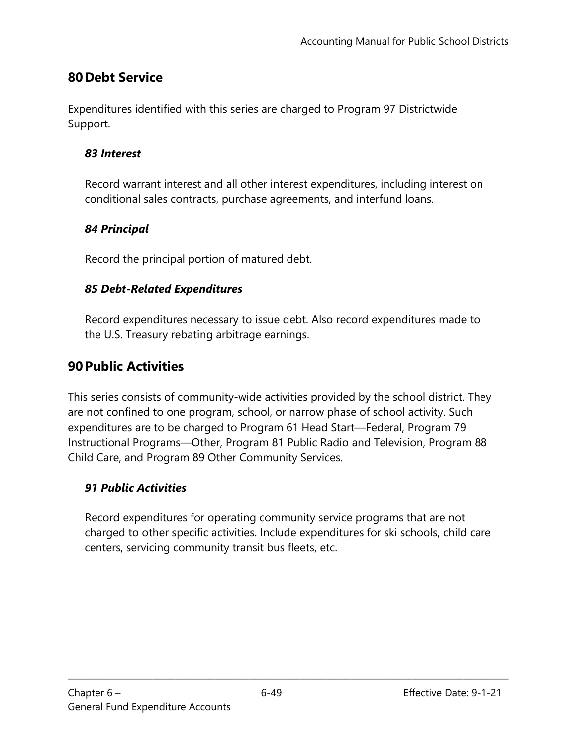## 80 Debt Service

Expenditures identified with this series are charged to Program 97 Districtwide Support.

### *83 Interest*

Record warrant interest and all other interest expenditures, including interest on conditional sales contracts, purchase agreements, and interfund loans.

### *84 Principal*

Record the principal portion of matured debt.

### *85 Debt-Related Expenditures*

Record expenditures necessary to issue debt. Also record expenditures made to the U.S. Treasury rebating arbitrage earnings.

## 90 Public Activities

This series consists of community-wide activities provided by the school district. They are not confined to one program, school, or narrow phase of school activity. Such expenditures are to be charged to Program 61 Head Start—Federal, Program 79 Instructional Programs—Other, Program 81 Public Radio and Television, Program 88 Child Care, and Program 89 Other Community Services.

### *91 Public Activities*

Record expenditures for operating community service programs that are not charged to other specific activities. Include expenditures for ski schools, child care centers, servicing community transit bus fleets, etc.